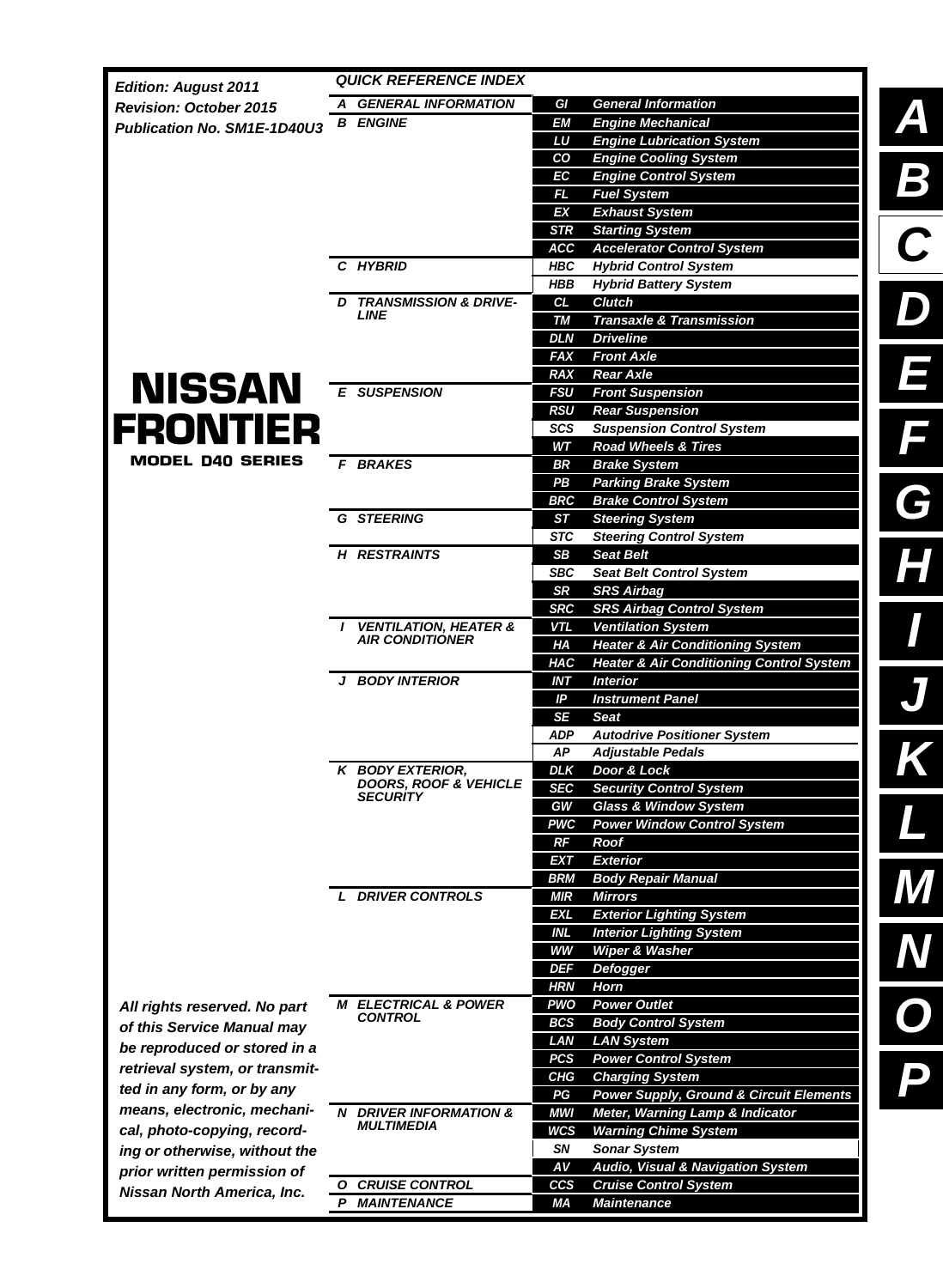Edition: August 2011
Revision: October 2015
Publication No. SM1E-1D40U3

# NISSAN FRONTIER

**MODEL D40 SERIES**

## QUICK REFERENCE INDEX

| Section | | Code | Title |
|---|---|---|---|
| A | GENERAL INFORMATION | GI | General Information |
| B | ENGINE | EM | Engine Mechanical |
| | | LU | Engine Lubrication System |
| | | CO | Engine Cooling System |
| | | EC | Engine Control System |
| | | FL | Fuel System |
| | | EX | Exhaust System |
| | | STR | Starting System |
| | | ACC | Accelerator Control System |
| C | HYBRID | HBC | Hybrid Control System |
| | | HBB | Hybrid Battery System |
| D | TRANSMISSION & DRIVELINE | CL | Clutch |
| | | TM | Transaxle & Transmission |
| | | DLN | Driveline |
| | | FAX | Front Axle |
| | | RAX | Rear Axle |
| E | SUSPENSION | FSU | Front Suspension |
| | | RSU | Rear Suspension |
| | | SCS | Suspension Control System |
| | | WT | Road Wheels & Tires |
| F | BRAKES | BR | Brake System |
| | | PB | Parking Brake System |
| | | BRC | Brake Control System |
| G | STEERING | ST | Steering System |
| | | STC | Steering Control System |
| H | RESTRAINTS | SB | Seat Belt |
| | | SBC | Seat Belt Control System |
| | | SR | SRS Airbag |
| | | SRC | SRS Airbag Control System |
| I | VENTILATION, HEATER & AIR CONDITIONER | VTL | Ventilation System |
| | | HA | Heater & Air Conditioning System |
| | | HAC | Heater & Air Conditioning Control System |
| J | BODY INTERIOR | INT | Interior |
| | | IP | Instrument Panel |
| | | SE | Seat |
| | | ADP | Autodrive Positioner System |
| | | AP | Adjustable Pedals |
| K | BODY EXTERIOR, DOORS, ROOF & VEHICLE SECURITY | DLK | Door & Lock |
| | | SEC | Security Control System |
| | | GW | Glass & Window System |
| | | PWC | Power Window Control System |
| | | RF | Roof |
| | | EXT | Exterior |
| | | BRM | Body Repair Manual |
| L | DRIVER CONTROLS | MIR | Mirrors |
| | | EXL | Exterior Lighting System |
| | | INL | Interior Lighting System |
| | | WW | Wiper & Washer |
| | | DEF | Defogger |
| | | HRN | Horn |
| M | ELECTRICAL & POWER CONTROL | PWO | Power Outlet |
| | | BCS | Body Control System |
| | | LAN | LAN System |
| | | PCS | Power Control System |
| | | CHG | Charging System |
| | | PG | Power Supply, Ground & Circuit Elements |
| N | DRIVER INFORMATION & MULTIMEDIA | MWI | Meter, Warning Lamp & Indicator |
| | | WCS | Warning Chime System |
| | | SN | Sonar System |
| | | AV | Audio, Visual & Navigation System |
| O | CRUISE CONTROL | CCS | Cruise Control System |
| P | MAINTENANCE | MA | Maintenance |

All rights reserved. No part of this Service Manual may be reproduced or stored in a retrieval system, or transmitted in any form, or by any means, electronic, mechanical, photo-copying, recording or otherwise, without the prior written permission of Nissan North America, Inc.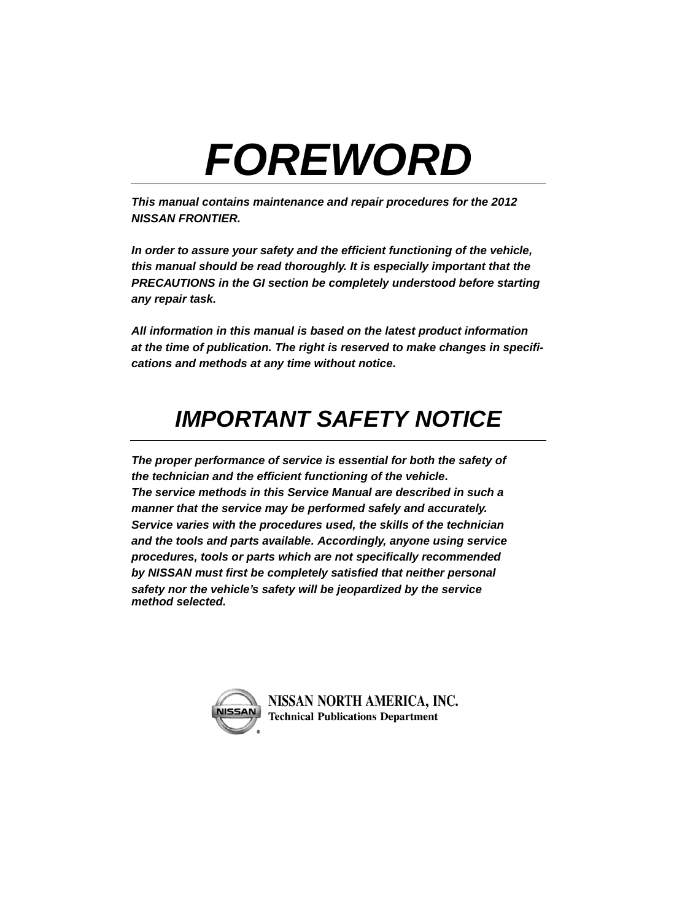# FOREWORD

***This manual contains maintenance and repair procedures for the 2012 NISSAN FRONTIER.***

***In order to assure your safety and the efficient functioning of the vehicle, this manual should be read thoroughly. It is especially important that the PRECAUTIONS in the GI section be completely understood before starting any repair task.***

***All information in this manual is based on the latest product information at the time of publication. The right is reserved to make changes in specifications and methods at any time without notice.***

## IMPORTANT SAFETY NOTICE

***The proper performance of service is essential for both the safety of the technician and the efficient functioning of the vehicle. The service methods in this Service Manual are described in such a manner that the service may be performed safely and accurately. Service varies with the procedures used, the skills of the technician and the tools and parts available. Accordingly, anyone using service procedures, tools or parts which are not specifically recommended by NISSAN must first be completely satisfied that neither personal safety nor the vehicle's safety will be jeopardized by the service method selected.***

**NISSAN NORTH AMERICA, INC.**
**Technical Publications Department**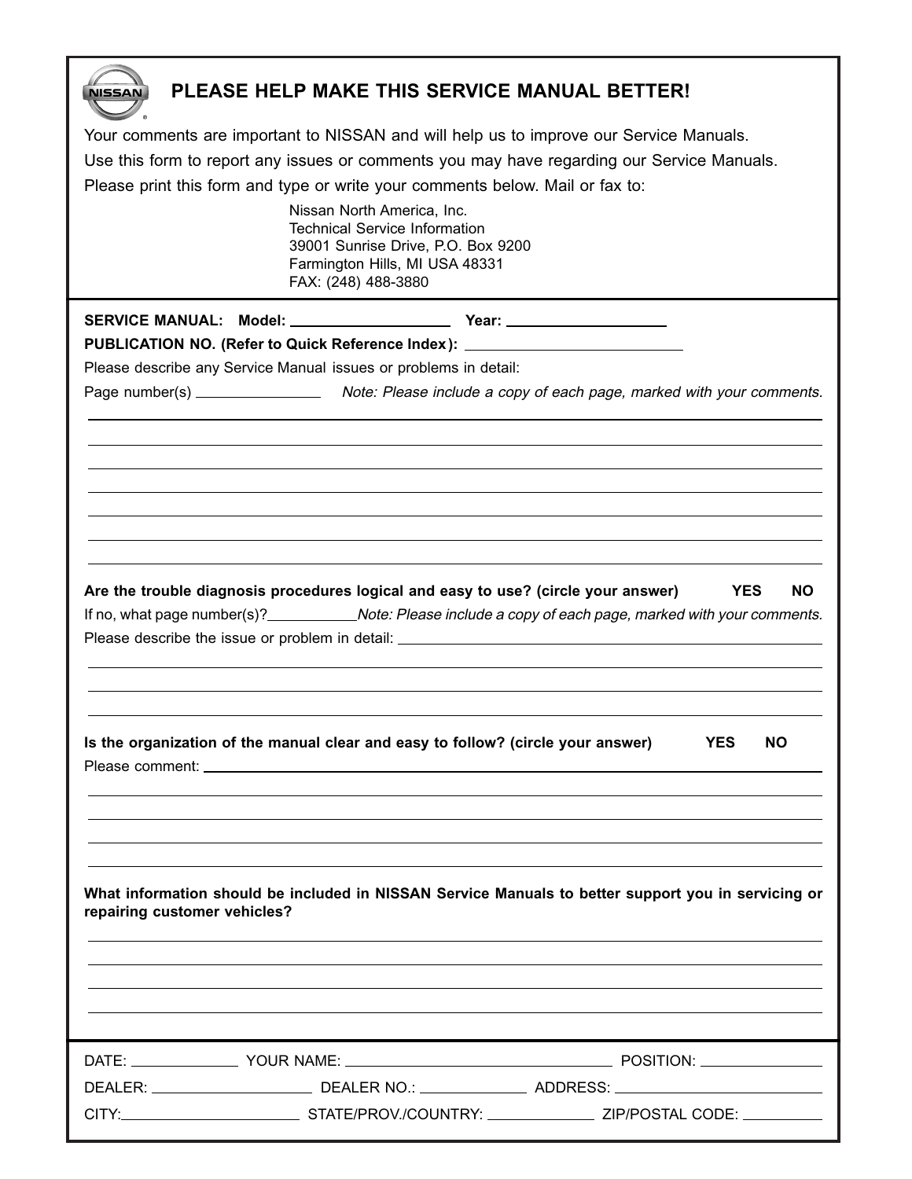# PLEASE HELP MAKE THIS SERVICE MANUAL BETTER!

Your comments are important to NISSAN and will help us to improve our Service Manuals.
Use this form to report any issues or comments you may have regarding our Service Manuals.
Please print this form and type or write your comments below. Mail or fax to:

Nissan North America, Inc.
Technical Service Information
39001 Sunrise Drive, P.O. Box 9200
Farmington Hills, MI USA 48331
FAX: (248) 488-3880

**SERVICE MANUAL: Model:** ________________ **Year:** ________________

**PUBLICATION NO. (Refer to Quick Reference Index):** ____________________

Please describe any Service Manual issues or problems in detail:

Page number(s) ____________ *Note: Please include a copy of each page, marked with your comments.*

______________________________________________________________________

______________________________________________________________________

______________________________________________________________________

______________________________________________________________________

______________________________________________________________________

______________________________________________________________________

______________________________________________________________________

**Are the trouble diagnosis procedures logical and easy to use? (circle your answer) YES NO**

If no, what page number(s)? ____________ *Note: Please include a copy of each page, marked with your comments.*

Please describe the issue or problem in detail: ______________________________

______________________________________________________________________

______________________________________________________________________

______________________________________________________________________

**Is the organization of the manual clear and easy to follow? (circle your answer) YES NO**

Please comment: ______________________________________________________

______________________________________________________________________

______________________________________________________________________

______________________________________________________________________

______________________________________________________________________

**What information should be included in NISSAN Service Manuals to better support you in servicing or repairing customer vehicles?**

______________________________________________________________________

______________________________________________________________________

______________________________________________________________________

______________________________________________________________________

DATE: ____________ YOUR NAME: ____________________ POSITION: ____________

DEALER: ____________ DEALER NO.: ____________ ADDRESS: ____________________

CITY: ____________ STATE/PROV./COUNTRY: ____________ ZIP/POSTAL CODE: ____________